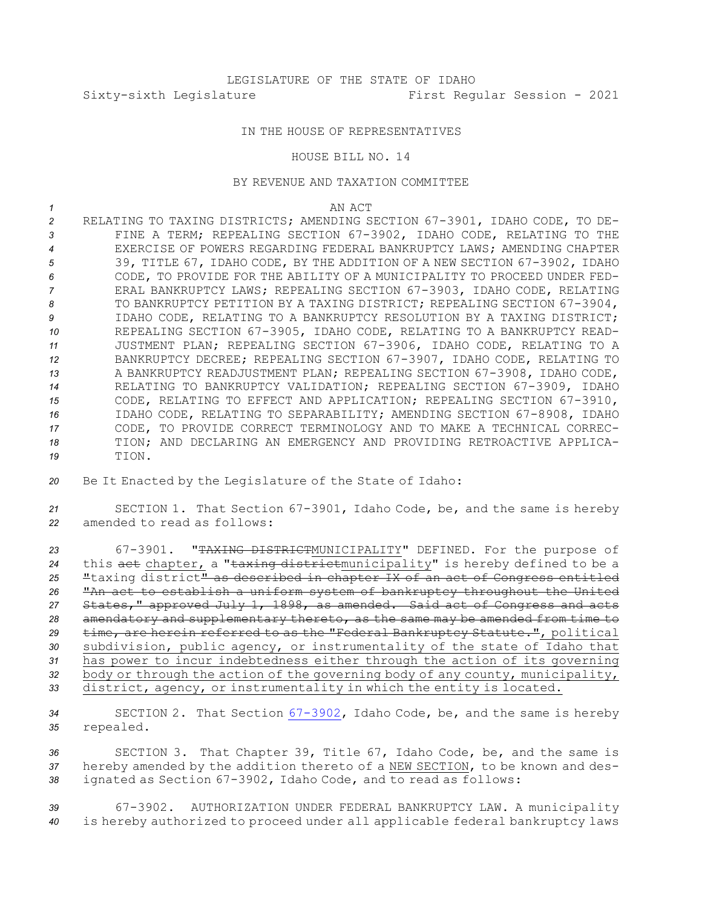LEGISLATURE OF THE STATE OF IDAHO

Sixty-sixth Legislature First Regular Session - 2021

IN THE HOUSE OF REPRESENTATIVES

HOUSE BILL NO. 14

BY REVENUE AND TAXATION COMMITTEE

AN ACT

RELATING TO TAXING DISTRICTS; AMENDING SECTION 67-3901, IDAHO CODE, TO DEFINE A TERM; REPEALING SECTION 67-3902, IDAHO CODE, RELATING TO THE EXERCISE OF POWERS REGARDING FEDERAL BANKRUPTCY LAWS; AMENDING CHAPTER 39, TITLE 67, IDAHO CODE, BY THE ADDITION OF A NEW SECTION 67-3902, IDAHO CODE, TO PROVIDE FOR THE ABILITY OF A MUNICIPALITY TO PROCEED UNDER FEDERAL BANKRUPTCY LAWS; REPEALING SECTION 67-3903, IDAHO CODE, RELATING TO BANKRUPTCY PETITION BY A TAXING DISTRICT; REPEALING SECTION 67-3904, IDAHO CODE, RELATING TO A BANKRUPTCY RESOLUTION BY A TAXING DISTRICT; REPEALING SECTION 67-3905, IDAHO CODE, RELATING TO A BANKRUPTCY READJUSTMENT PLAN; REPEALING SECTION 67-3906, IDAHO CODE, RELATING TO A BANKRUPTCY DECREE; REPEALING SECTION 67-3907, IDAHO CODE, RELATING TO A BANKRUPTCY READJUSTMENT PLAN; REPEALING SECTION 67-3908, IDAHO CODE, RELATING TO BANKRUPTCY VALIDATION; REPEALING SECTION 67-3909, IDAHO CODE, RELATING TO EFFECT AND APPLICATION; REPEALING SECTION 67-3910, IDAHO CODE, RELATING TO SEPARABILITY; AMENDING SECTION 67-8908, IDAHO CODE, TO PROVIDE CORRECT TERMINOLOGY AND TO MAKE A TECHNICAL CORRECTION; AND DECLARING AN EMERGENCY AND PROVIDING RETROACTIVE APPLICATION.

Be It Enacted by the Legislature of the State of Idaho:

SECTION 1. That Section 67-3901, Idaho Code, be, and the same is hereby amended to read as follows:

67-3901. "~~TAXING DISTRICT~~MUNICIPALITY" DEFINED. For the purpose of this ~~act~~ chapter, a "~~taxing district~~municipality" is hereby defined to be a ~~"~~taxing district~~" as described in chapter IX of an act of Congress entitled "An act to establish a uniform system of bankruptcy throughout the United States," approved July 1, 1898, as amended. Said act of Congress and acts amendatory and supplementary thereto, as the same may be amended from time to time, are herein referred to as the "Federal Bankruptcy Statute."~~, political subdivision, public agency, or instrumentality of the state of Idaho that has power to incur indebtedness either through the action of its governing body or through the action of the governing body of any county, municipality, district, agency, or instrumentality in which the entity is located.

SECTION 2. That Section 67-3902, Idaho Code, be, and the same is hereby repealed.

SECTION 3. That Chapter 39, Title 67, Idaho Code, be, and the same is hereby amended by the addition thereto of a NEW SECTION, to be known and designated as Section 67-3902, Idaho Code, and to read as follows:

67-3902. AUTHORIZATION UNDER FEDERAL BANKRUPTCY LAW. A municipality is hereby authorized to proceed under all applicable federal bankruptcy laws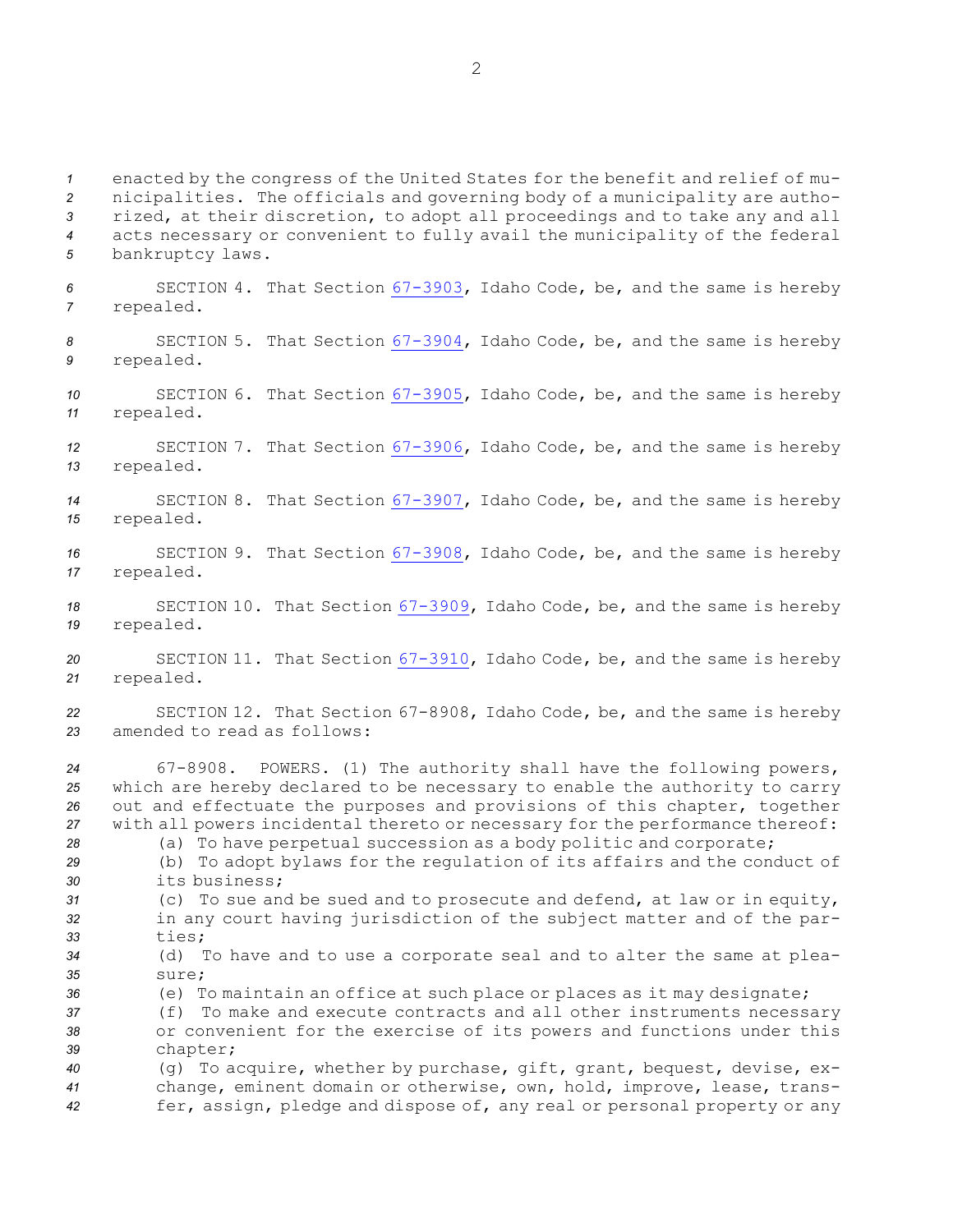enacted by the congress of the United States for the benefit and relief of municipalities. The officials and governing body of a municipality are authorized, at their discretion, to adopt all proceedings and to take any and all acts necessary or convenient to fully avail the municipality of the federal bankruptcy laws.

SECTION 4. That Section 67-3903, Idaho Code, be, and the same is hereby repealed.

SECTION 5. That Section 67-3904, Idaho Code, be, and the same is hereby repealed.

SECTION 6. That Section 67-3905, Idaho Code, be, and the same is hereby repealed.

SECTION 7. That Section 67-3906, Idaho Code, be, and the same is hereby repealed.

SECTION 8. That Section 67-3907, Idaho Code, be, and the same is hereby repealed.

SECTION 9. That Section 67-3908, Idaho Code, be, and the same is hereby repealed.

SECTION 10. That Section 67-3909, Idaho Code, be, and the same is hereby repealed.

SECTION 11. That Section 67-3910, Idaho Code, be, and the same is hereby repealed.

SECTION 12. That Section 67-8908, Idaho Code, be, and the same is hereby amended to read as follows:

67-8908. POWERS. (1) The authority shall have the following powers, which are hereby declared to be necessary to enable the authority to carry out and effectuate the purposes and provisions of this chapter, together with all powers incidental thereto or necessary for the performance thereof:

(a) To have perpetual succession as a body politic and corporate;

(b) To adopt bylaws for the regulation of its affairs and the conduct of its business;

(c) To sue and be sued and to prosecute and defend, at law or in equity, in any court having jurisdiction of the subject matter and of the parties;

(d) To have and to use a corporate seal and to alter the same at pleasure;

(e) To maintain an office at such place or places as it may designate;

(f) To make and execute contracts and all other instruments necessary or convenient for the exercise of its powers and functions under this chapter;

(g) To acquire, whether by purchase, gift, grant, bequest, devise, exchange, eminent domain or otherwise, own, hold, improve, lease, transfer, assign, pledge and dispose of, any real or personal property or any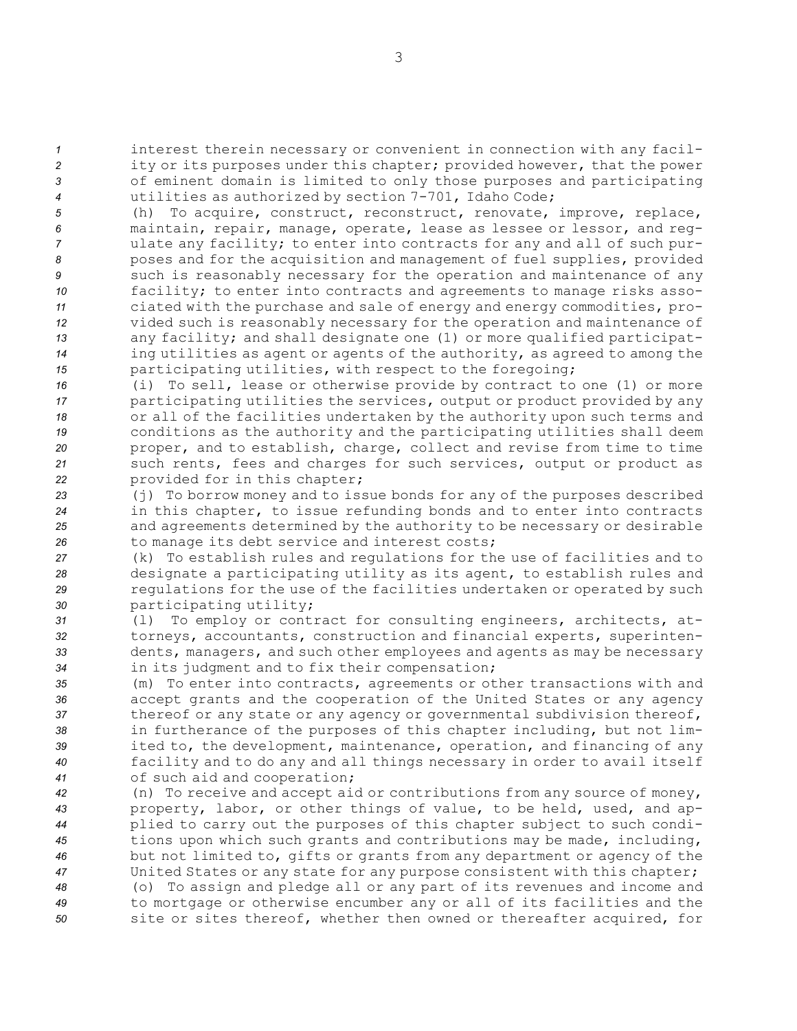interest therein necessary or convenient in connection with any facility or its purposes under this chapter; provided however, that the power of eminent domain is limited to only those purposes and participating utilities as authorized by section 7-701, Idaho Code;

(h) To acquire, construct, reconstruct, renovate, improve, replace, maintain, repair, manage, operate, lease as lessee or lessor, and regulate any facility; to enter into contracts for any and all of such purposes and for the acquisition and management of fuel supplies, provided such is reasonably necessary for the operation and maintenance of any facility; to enter into contracts and agreements to manage risks associated with the purchase and sale of energy and energy commodities, provided such is reasonably necessary for the operation and maintenance of any facility; and shall designate one (1) or more qualified participating utilities as agent or agents of the authority, as agreed to among the participating utilities, with respect to the foregoing;

(i) To sell, lease or otherwise provide by contract to one (1) or more participating utilities the services, output or product provided by any or all of the facilities undertaken by the authority upon such terms and conditions as the authority and the participating utilities shall deem proper, and to establish, charge, collect and revise from time to time such rents, fees and charges for such services, output or product as provided for in this chapter;

(j) To borrow money and to issue bonds for any of the purposes described in this chapter, to issue refunding bonds and to enter into contracts and agreements determined by the authority to be necessary or desirable to manage its debt service and interest costs;

(k) To establish rules and regulations for the use of facilities and to designate a participating utility as its agent, to establish rules and regulations for the use of the facilities undertaken or operated by such participating utility;

(l) To employ or contract for consulting engineers, architects, attorneys, accountants, construction and financial experts, superintendents, managers, and such other employees and agents as may be necessary in its judgment and to fix their compensation;

(m) To enter into contracts, agreements or other transactions with and accept grants and the cooperation of the United States or any agency thereof or any state or any agency or governmental subdivision thereof, in furtherance of the purposes of this chapter including, but not limited to, the development, maintenance, operation, and financing of any facility and to do any and all things necessary in order to avail itself of such aid and cooperation;

(n) To receive and accept aid or contributions from any source of money, property, labor, or other things of value, to be held, used, and applied to carry out the purposes of this chapter subject to such conditions upon which such grants and contributions may be made, including, but not limited to, gifts or grants from any department or agency of the United States or any state for any purpose consistent with this chapter;

(o) To assign and pledge all or any part of its revenues and income and to mortgage or otherwise encumber any or all of its facilities and the site or sites thereof, whether then owned or thereafter acquired, for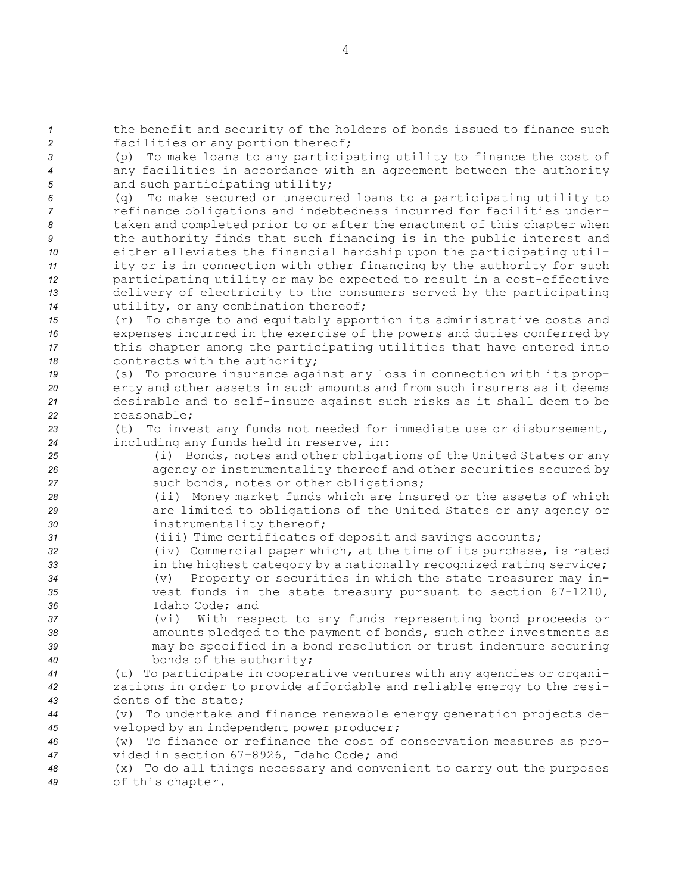the benefit and security of the holders of bonds issued to finance such facilities or any portion thereof;

(p) To make loans to any participating utility to finance the cost of any facilities in accordance with an agreement between the authority and such participating utility;

(q) To make secured or unsecured loans to a participating utility to refinance obligations and indebtedness incurred for facilities undertaken and completed prior to or after the enactment of this chapter when the authority finds that such financing is in the public interest and either alleviates the financial hardship upon the participating utility or is in connection with other financing by the authority for such participating utility or may be expected to result in a cost-effective delivery of electricity to the consumers served by the participating utility, or any combination thereof;

(r) To charge to and equitably apportion its administrative costs and expenses incurred in the exercise of the powers and duties conferred by this chapter among the participating utilities that have entered into contracts with the authority;

(s) To procure insurance against any loss in connection with its property and other assets in such amounts and from such insurers as it deems desirable and to self-insure against such risks as it shall deem to be reasonable;

(t) To invest any funds not needed for immediate use or disbursement, including any funds held in reserve, in:

(i) Bonds, notes and other obligations of the United States or any agency or instrumentality thereof and other securities secured by such bonds, notes or other obligations;

(ii) Money market funds which are insured or the assets of which are limited to obligations of the United States or any agency or instrumentality thereof;

(iii) Time certificates of deposit and savings accounts;

(iv) Commercial paper which, at the time of its purchase, is rated in the highest category by a nationally recognized rating service;

(v) Property or securities in which the state treasurer may invest funds in the state treasury pursuant to section 67-1210, Idaho Code; and

(vi) With respect to any funds representing bond proceeds or amounts pledged to the payment of bonds, such other investments as may be specified in a bond resolution or trust indenture securing bonds of the authority;

(u) To participate in cooperative ventures with any agencies or organizations in order to provide affordable and reliable energy to the residents of the state;

(v) To undertake and finance renewable energy generation projects developed by an independent power producer;

(w) To finance or refinance the cost of conservation measures as provided in section 67-8926, Idaho Code; and

(x) To do all things necessary and convenient to carry out the purposes of this chapter.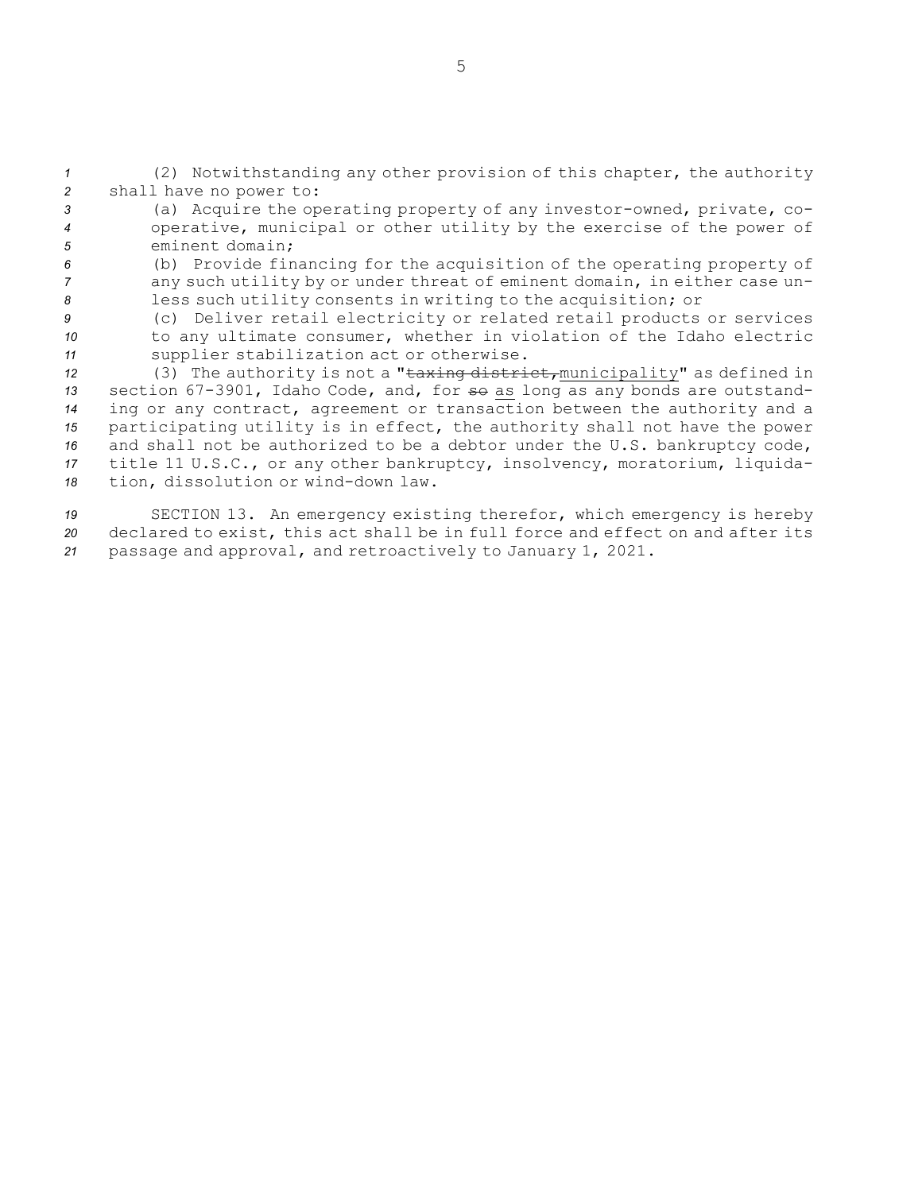(2) Notwithstanding any other provision of this chapter, the authority shall have no power to:

(a) Acquire the operating property of any investor-owned, private, cooperative, municipal or other utility by the exercise of the power of eminent domain;

(b) Provide financing for the acquisition of the operating property of any such utility by or under threat of eminent domain, in either case unless such utility consents in writing to the acquisition; or

(c) Deliver retail electricity or related retail products or services to any ultimate consumer, whether in violation of the Idaho electric supplier stabilization act or otherwise.

(3) The authority is not a "~~taxing district,~~municipality" as defined in section 67-3901, Idaho Code, and, for ~~so~~ as long as any bonds are outstanding or any contract, agreement or transaction between the authority and a participating utility is in effect, the authority shall not have the power and shall not be authorized to be a debtor under the U.S. bankruptcy code, title 11 U.S.C., or any other bankruptcy, insolvency, moratorium, liquidation, dissolution or wind-down law.

SECTION 13. An emergency existing therefor, which emergency is hereby declared to exist, this act shall be in full force and effect on and after its passage and approval, and retroactively to January 1, 2021.